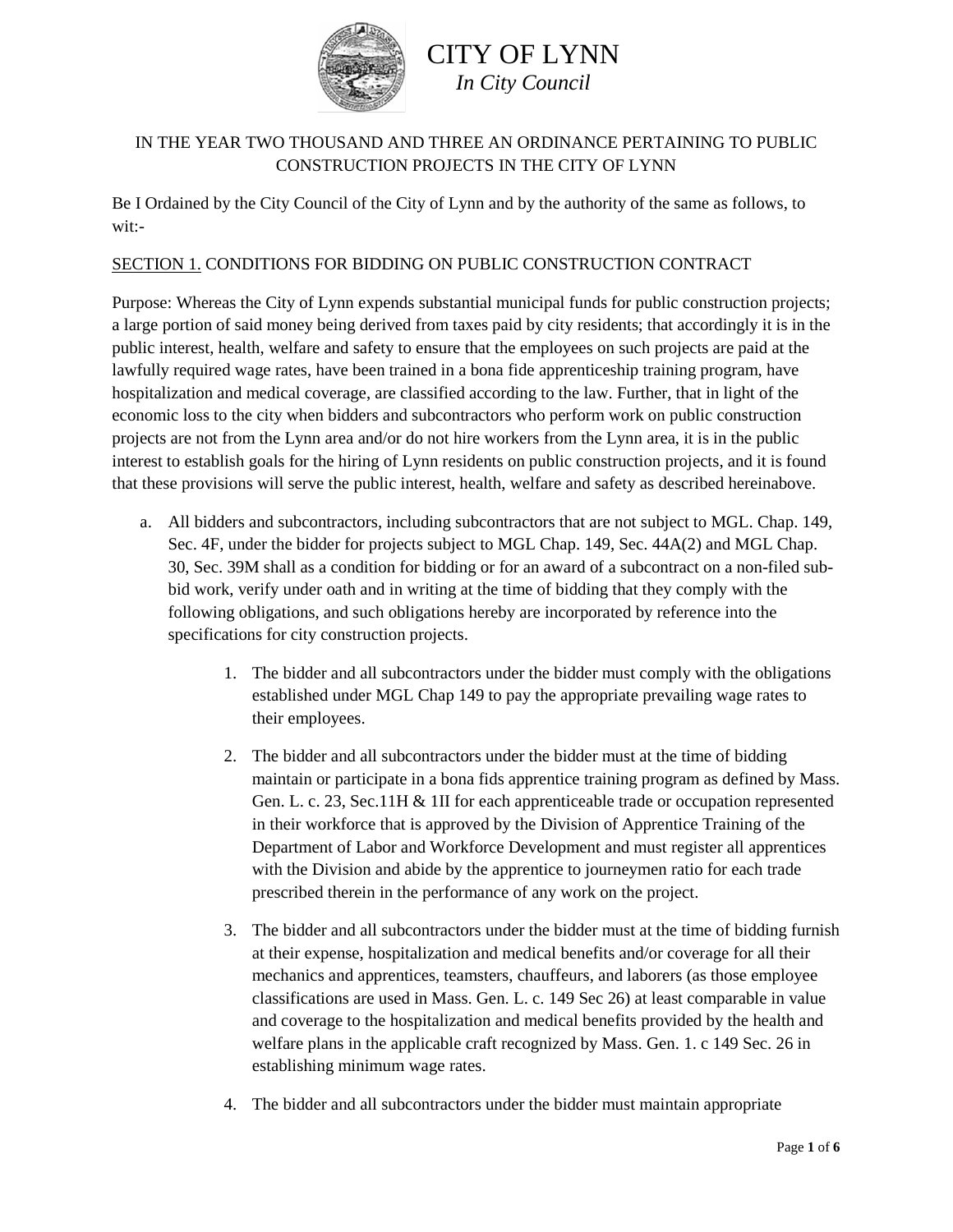# CITY OF LYNN

*In City Council*

IN THE YEAR TWO THOUSAND AND THREE AN ORDINANCE PERTAINING TO PUBLIC CONSTRUCTION PROJECTS IN THE CITY OF LYNN

Be I Ordained by the City Council of the City of Lynn and by the authority of the same as follows, to wit:-

<u>SECTION 1.</u> CONDITIONS FOR BIDDING ON PUBLIC CONSTRUCTION CONTRACT

Purpose: Whereas the City of Lynn expends substantial municipal funds for public construction projects; a large portion of said money being derived from taxes paid by city residents; that accordingly it is in the public interest, health, welfare and safety to ensure that the employees on such projects are paid at the lawfully required wage rates, have been trained in a bona fide apprenticeship training program, have hospitalization and medical coverage, are classified according to the law. Further, that in light of the economic loss to the city when bidders and subcontractors who perform work on public construction projects are not from the Lynn area and/or do not hire workers from the Lynn area, it is in the public interest to establish goals for the hiring of Lynn residents on public construction projects, and it is found that these provisions will serve the public interest, health, welfare and safety as described hereinabove.

a. All bidders and subcontractors, including subcontractors that are not subject to MGL. Chap. 149, Sec. 4F, under the bidder for projects subject to MGL Chap. 149, Sec. 44A(2) and MGL Chap. 30, Sec. 39M shall as a condition for bidding or for an award of a subcontract on a non-filed sub-bid work, verify under oath and in writing at the time of bidding that they comply with the following obligations, and such obligations hereby are incorporated by reference into the specifications for city construction projects.

    1. The bidder and all subcontractors under the bidder must comply with the obligations established under MGL Chap 149 to pay the appropriate prevailing wage rates to their employees.

    2. The bidder and all subcontractors under the bidder must at the time of bidding maintain or participate in a bona fids apprentice training program as defined by Mass. Gen. L. c. 23, Sec.11H & 1II for each apprenticeable trade or occupation represented in their workforce that is approved by the Division of Apprentice Training of the Department of Labor and Workforce Development and must register all apprentices with the Division and abide by the apprentice to journeymen ratio for each trade prescribed therein in the performance of any work on the project.

    3. The bidder and all subcontractors under the bidder must at the time of bidding furnish at their expense, hospitalization and medical benefits and/or coverage for all their mechanics and apprentices, teamsters, chauffeurs, and laborers (as those employee classifications are used in Mass. Gen. L. c. 149 Sec 26) at least comparable in value and coverage to the hospitalization and medical benefits provided by the health and welfare plans in the applicable craft recognized by Mass. Gen. 1. c 149 Sec. 26 in establishing minimum wage rates.

    4. The bidder and all subcontractors under the bidder must maintain appropriate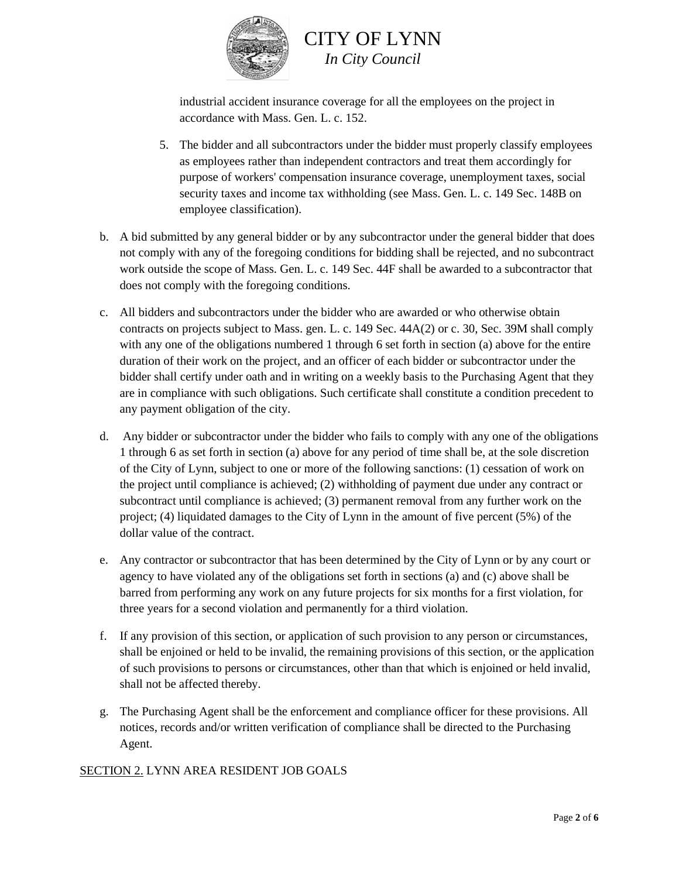industrial accident insurance coverage for all the employees on the project in accordance with Mass. Gen. L. c. 152.

5. The bidder and all subcontractors under the bidder must properly classify employees as employees rather than independent contractors and treat them accordingly for purpose of workers' compensation insurance coverage, unemployment taxes, social security taxes and income tax withholding (see Mass. Gen. L. c. 149 Sec. 148B on employee classification).

b. A bid submitted by any general bidder or by any subcontractor under the general bidder that does not comply with any of the foregoing conditions for bidding shall be rejected, and no subcontract work outside the scope of Mass. Gen. L. c. 149 Sec. 44F shall be awarded to a subcontractor that does not comply with the foregoing conditions.

c. All bidders and subcontractors under the bidder who are awarded or who otherwise obtain contracts on projects subject to Mass. gen. L. c. 149 Sec. 44A(2) or c. 30, Sec. 39M shall comply with any one of the obligations numbered 1 through 6 set forth in section (a) above for the entire duration of their work on the project, and an officer of each bidder or subcontractor under the bidder shall certify under oath and in writing on a weekly basis to the Purchasing Agent that they are in compliance with such obligations. Such certificate shall constitute a condition precedent to any payment obligation of the city.

d. Any bidder or subcontractor under the bidder who fails to comply with any one of the obligations 1 through 6 as set forth in section (a) above for any period of time shall be, at the sole discretion of the City of Lynn, subject to one or more of the following sanctions: (1) cessation of work on the project until compliance is achieved; (2) withholding of payment due under any contract or subcontract until compliance is achieved; (3) permanent removal from any further work on the project; (4) liquidated damages to the City of Lynn in the amount of five percent (5%) of the dollar value of the contract.

e. Any contractor or subcontractor that has been determined by the City of Lynn or by any court or agency to have violated any of the obligations set forth in sections (a) and (c) above shall be barred from performing any work on any future projects for six months for a first violation, for three years for a second violation and permanently for a third violation.

f. If any provision of this section, or application of such provision to any person or circumstances, shall be enjoined or held to be invalid, the remaining provisions of this section, or the application of such provisions to persons or circumstances, other than that which is enjoined or held invalid, shall not be affected thereby.

g. The Purchasing Agent shall be the enforcement and compliance officer for these provisions. All notices, records and/or written verification of compliance shall be directed to the Purchasing Agent.

SECTION 2. LYNN AREA RESIDENT JOB GOALS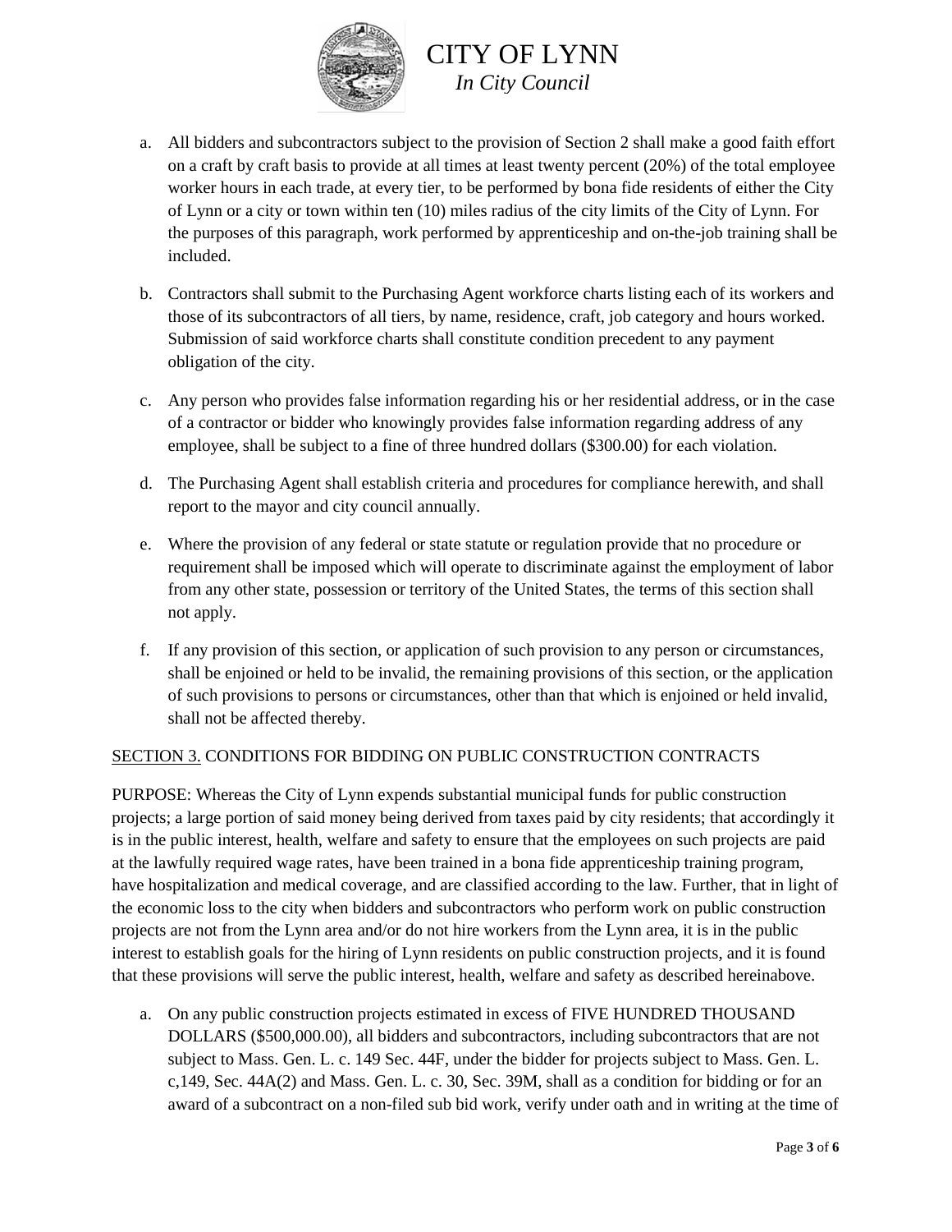a. All bidders and subcontractors subject to the provision of Section 2 shall make a good faith effort on a craft by craft basis to provide at all times at least twenty percent (20%) of the total employee worker hours in each trade, at every tier, to be performed by bona fide residents of either the City of Lynn or a city or town within ten (10) miles radius of the city limits of the City of Lynn. For the purposes of this paragraph, work performed by apprenticeship and on-the-job training shall be included.

b. Contractors shall submit to the Purchasing Agent workforce charts listing each of its workers and those of its subcontractors of all tiers, by name, residence, craft, job category and hours worked. Submission of said workforce charts shall constitute condition precedent to any payment obligation of the city.

c. Any person who provides false information regarding his or her residential address, or in the case of a contractor or bidder who knowingly provides false information regarding address of any employee, shall be subject to a fine of three hundred dollars ($300.00) for each violation.

d. The Purchasing Agent shall establish criteria and procedures for compliance herewith, and shall report to the mayor and city council annually.

e. Where the provision of any federal or state statute or regulation provide that no procedure or requirement shall be imposed which will operate to discriminate against the employment of labor from any other state, possession or territory of the United States, the terms of this section shall not apply.

f. If any provision of this section, or application of such provision to any person or circumstances, shall be enjoined or held to be invalid, the remaining provisions of this section, or the application of such provisions to persons or circumstances, other than that which is enjoined or held invalid, shall not be affected thereby.

<u>SECTION 3.</u> CONDITIONS FOR BIDDING ON PUBLIC CONSTRUCTION CONTRACTS

PURPOSE: Whereas the City of Lynn expends substantial municipal funds for public construction projects; a large portion of said money being derived from taxes paid by city residents; that accordingly it is in the public interest, health, welfare and safety to ensure that the employees on such projects are paid at the lawfully required wage rates, have been trained in a bona fide apprenticeship training program, have hospitalization and medical coverage, and are classified according to the law. Further, that in light of the economic loss to the city when bidders and subcontractors who perform work on public construction projects are not from the Lynn area and/or do not hire workers from the Lynn area, it is in the public interest to establish goals for the hiring of Lynn residents on public construction projects, and it is found that these provisions will serve the public interest, health, welfare and safety as described hereinabove.

a. On any public construction projects estimated in excess of FIVE HUNDRED THOUSAND DOLLARS ($500,000.00), all bidders and subcontractors, including subcontractors that are not subject to Mass. Gen. L. c. 149 Sec. 44F, under the bidder for projects subject to Mass. Gen. L. c,149, Sec. 44A(2) and Mass. Gen. L. c. 30, Sec. 39M, shall as a condition for bidding or for an award of a subcontract on a non-filed sub bid work, verify under oath and in writing at the time of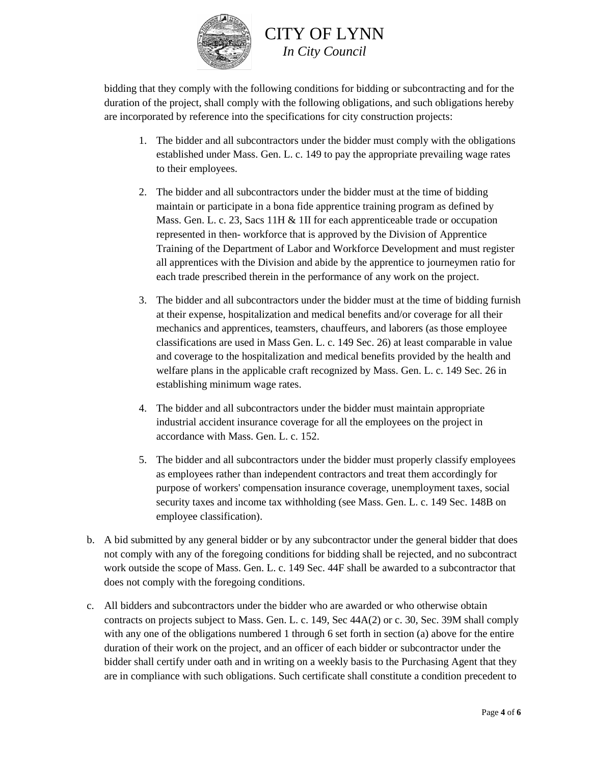bidding that they comply with the following conditions for bidding or subcontracting and for the duration of the project, shall comply with the following obligations, and such obligations hereby are incorporated by reference into the specifications for city construction projects:

1. The bidder and all subcontractors under the bidder must comply with the obligations established under Mass. Gen. L. c. 149 to pay the appropriate prevailing wage rates to their employees.

2. The bidder and all subcontractors under the bidder must at the time of bidding maintain or participate in a bona fide apprentice training program as defined by Mass. Gen. L. c. 23, Sacs 11H & 1II for each apprenticeable trade or occupation represented in then- workforce that is approved by the Division of Apprentice Training of the Department of Labor and Workforce Development and must register all apprentices with the Division and abide by the apprentice to journeymen ratio for each trade prescribed therein in the performance of any work on the project.

3. The bidder and all subcontractors under the bidder must at the time of bidding furnish at their expense, hospitalization and medical benefits and/or coverage for all their mechanics and apprentices, teamsters, chauffeurs, and laborers (as those employee classifications are used in Mass Gen. L. c. 149 Sec. 26) at least comparable in value and coverage to the hospitalization and medical benefits provided by the health and welfare plans in the applicable craft recognized by Mass. Gen. L. c. 149 Sec. 26 in establishing minimum wage rates.

4. The bidder and all subcontractors under the bidder must maintain appropriate industrial accident insurance coverage for all the employees on the project in accordance with Mass. Gen. L. c. 152.

5. The bidder and all subcontractors under the bidder must properly classify employees as employees rather than independent contractors and treat them accordingly for purpose of workers' compensation insurance coverage, unemployment taxes, social security taxes and income tax withholding (see Mass. Gen. L. c. 149 Sec. 148B on employee classification).

b. A bid submitted by any general bidder or by any subcontractor under the general bidder that does not comply with any of the foregoing conditions for bidding shall be rejected, and no subcontract work outside the scope of Mass. Gen. L. c. 149 Sec. 44F shall be awarded to a subcontractor that does not comply with the foregoing conditions.

c. All bidders and subcontractors under the bidder who are awarded or who otherwise obtain contracts on projects subject to Mass. Gen. L. c. 149, Sec 44A(2) or c. 30, Sec. 39M shall comply with any one of the obligations numbered 1 through 6 set forth in section (a) above for the entire duration of their work on the project, and an officer of each bidder or subcontractor under the bidder shall certify under oath and in writing on a weekly basis to the Purchasing Agent that they are in compliance with such obligations. Such certificate shall constitute a condition precedent to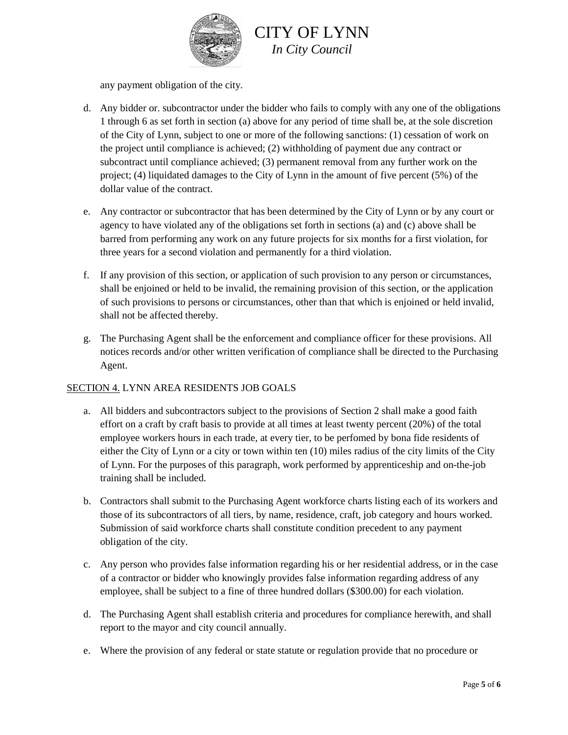any payment obligation of the city.

d. Any bidder or. subcontractor under the bidder who fails to comply with any one of the obligations 1 through 6 as set forth in section (a) above for any period of time shall be, at the sole discretion of the City of Lynn, subject to one or more of the following sanctions: (1) cessation of work on the project until compliance is achieved; (2) withholding of payment due any contract or subcontract until compliance achieved; (3) permanent removal from any further work on the project; (4) liquidated damages to the City of Lynn in the amount of five percent (5%) of the dollar value of the contract.

e. Any contractor or subcontractor that has been determined by the City of Lynn or by any court or agency to have violated any of the obligations set forth in sections (a) and (c) above shall be barred from performing any work on any future projects for six months for a first violation, for three years for a second violation and permanently for a third violation.

f. If any provision of this section, or application of such provision to any person or circumstances, shall be enjoined or held to be invalid, the remaining provision of this section, or the application of such provisions to persons or circumstances, other than that which is enjoined or held invalid, shall not be affected thereby.

g. The Purchasing Agent shall be the enforcement and compliance officer for these provisions. All notices records and/or other written verification of compliance shall be directed to the Purchasing Agent.

SECTION 4. LYNN AREA RESIDENTS JOB GOALS

a. All bidders and subcontractors subject to the provisions of Section 2 shall make a good faith effort on a craft by craft basis to provide at all times at least twenty percent (20%) of the total employee workers hours in each trade, at every tier, to be perfomed by bona fide residents of either the City of Lynn or a city or town within ten (10) miles radius of the city limits of the City of Lynn. For the purposes of this paragraph, work performed by apprenticeship and on-the-job training shall be included.

b. Contractors shall submit to the Purchasing Agent workforce charts listing each of its workers and those of its subcontractors of all tiers, by name, residence, craft, job category and hours worked. Submission of said workforce charts shall constitute condition precedent to any payment obligation of the city.

c. Any person who provides false information regarding his or her residential address, or in the case of a contractor or bidder who knowingly provides false information regarding address of any employee, shall be subject to a fine of three hundred dollars ($300.00) for each violation.

d. The Purchasing Agent shall establish criteria and procedures for compliance herewith, and shall report to the mayor and city council annually.

e. Where the provision of any federal or state statute or regulation provide that no procedure or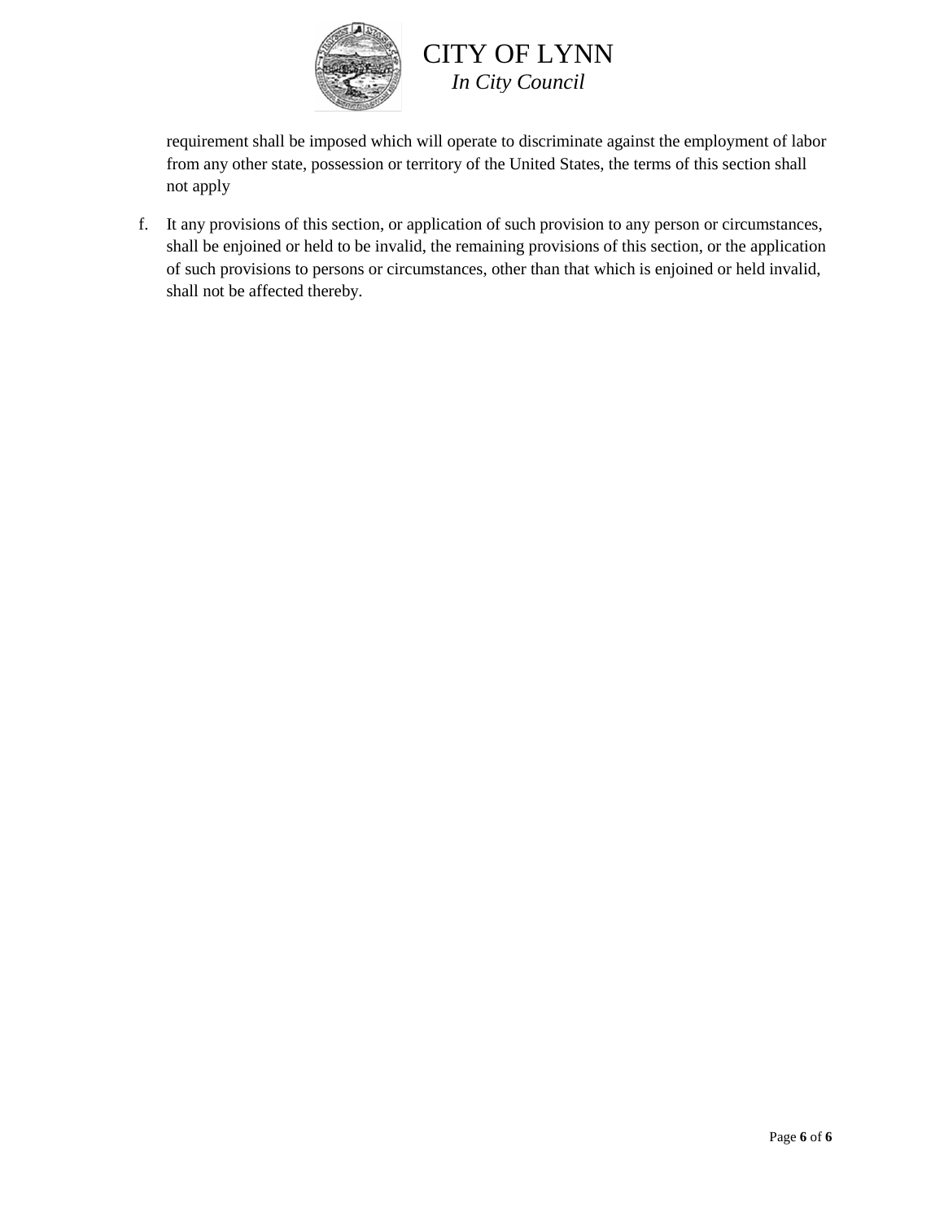requirement shall be imposed which will operate to discriminate against the employment of labor from any other state, possession or territory of the United States, the terms of this section shall not apply

f. It any provisions of this section, or application of such provision to any person or circumstances, shall be enjoined or held to be invalid, the remaining provisions of this section, or the application of such provisions to persons or circumstances, other than that which is enjoined or held invalid, shall not be affected thereby.